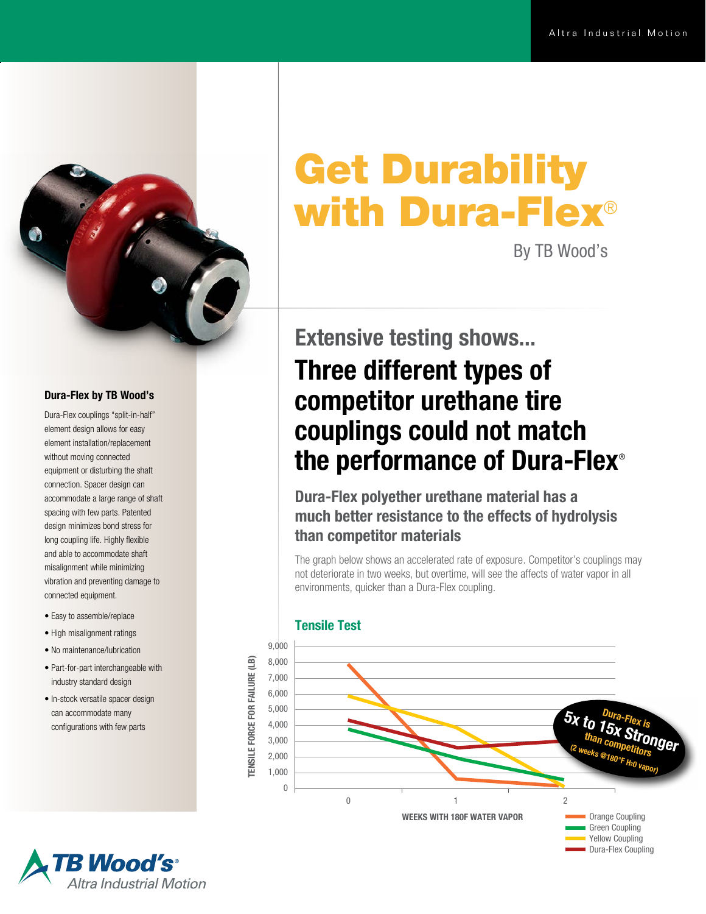# Get Durability with Dura-Flex®

By TB Wood's

## Extensive testing shows...

## Three different types of competitor urethane tire couplings could not match the performance of Dura-Flex®

### Dura-Flex polyether urethane material has a much better resistance to the effects of hydrolysis than competitor materials

The graph below shows an accelerated rate of exposure. Competitor's couplings may not deteriorate in two weeks, but overtime, will see the affects of water vapor in all environments, quicker than a Dura-Flex coupling.

### Tensile Test

TENSILE FORCE FOR FAILURE (LB): 0, 1,000, 2,000, 3,000, 4,000, 5,000, 6,000, 7,000, 8,000, 9,000

WEEKS WITH 180F WATER VAPOR: 0, 1, 2

Dura-Flex is 5x to 15x Stronger than competitors (2 weeks @180°F $H_2O$ vapor)

- Orange Coupling
- Green Coupling
- Yellow Coupling
- Dura-Flex Coupling

### Dura-Flex by TB Wood's

Dura-Flex couplings "split-in-half" element design allows for easy element installation/replacement without moving connected equipment or disturbing the shaft connection. Spacer design can accommodate a large range of shaft spacing with few parts. Patented design minimizes bond stress for long coupling life. Highly flexible and able to accommodate shaft misalignment while minimizing vibration and preventing damage to connected equipment.

- Easy to assemble/replace
- High misalignment ratings
- No maintenance/lubrication
- Part-for-part interchangeable with industry standard design
- In-stock versatile spacer design can accommodate many configurations with few parts

TB Wood's®
Altra Industrial Motion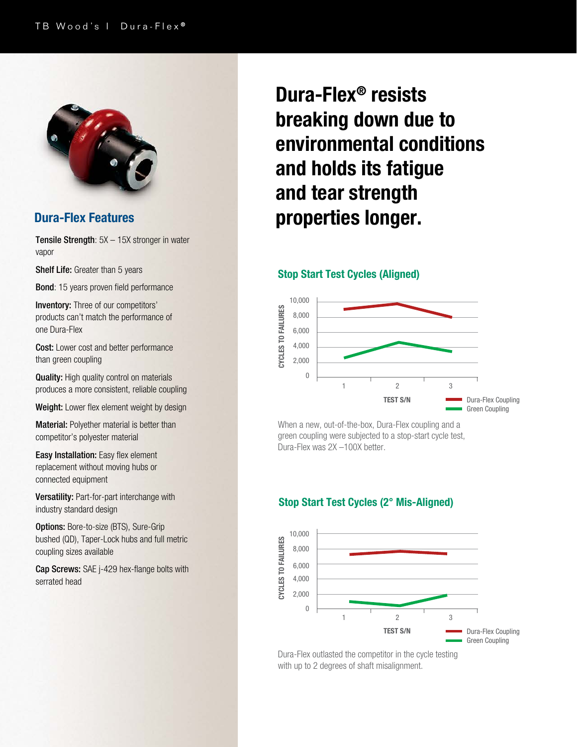## Dura-Flex Features

**Tensile Strength**: 5X – 15X stronger in water vapor

**Shelf Life:** Greater than 5 years

**Bond**: 15 years proven field performance

**Inventory:** Three of our competitors' products can't match the performance of one Dura-Flex

**Cost:** Lower cost and better performance than green coupling

**Quality:** High quality control on materials produces a more consistent, reliable coupling

**Weight:** Lower flex element weight by design

**Material:** Polyether material is better than competitor's polyester material

**Easy Installation:** Easy flex element replacement without moving hubs or connected equipment

**Versatility:** Part-for-part interchange with industry standard design

**Options:** Bore-to-size (BTS), Sure-Grip bushed (QD), Taper-Lock hubs and full metric coupling sizes available

**Cap Screws:** SAE j-429 hex-flange bolts with serrated head

# Dura-Flex® resists breaking down due to environmental conditions and holds its fatigue and tear strength properties longer.

### Stop Start Test Cycles (Aligned)

CYCLES TO FAILURES: 0, 2,000, 4,000, 6,000, 8,000, 10,000

TEST S/N: 1, 2, 3

Dura-Flex Coupling
Green Coupling

When a new, out-of-the-box, Dura-Flex coupling and a green coupling were subjected to a stop-start cycle test, Dura-Flex was 2X –100X better.

### Stop Start Test Cycles (2° Mis-Aligned)

CYCLES TO FAILURES: 0, 2,000, 4,000, 6,000, 8,000, 10,000

TEST S/N: 1, 2, 3

Dura-Flex Coupling
Green Coupling

Dura-Flex outlasted the competitor in the cycle testing with up to 2 degrees of shaft misalignment.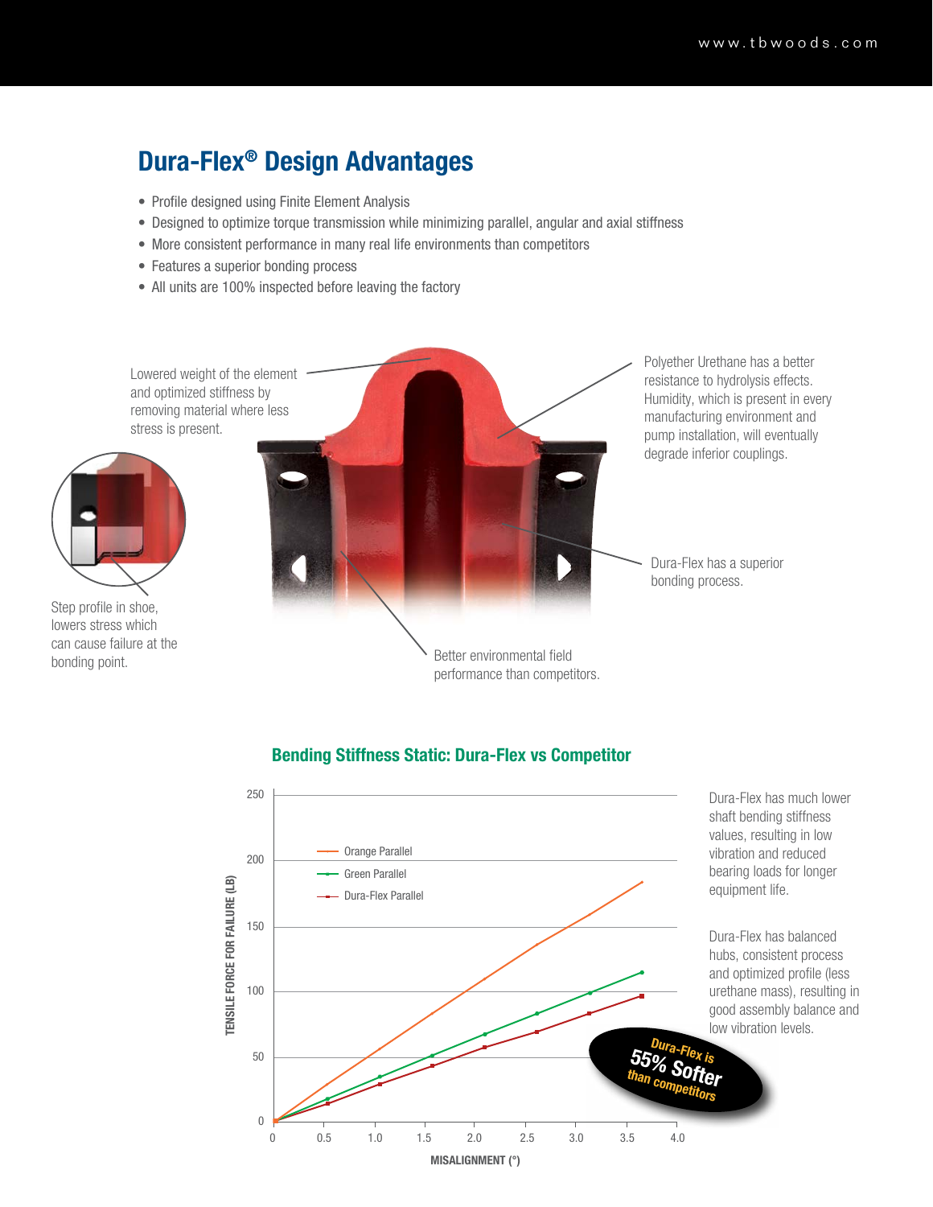## Dura-Flex® Design Advantages

- Profile designed using Finite Element Analysis
- Designed to optimize torque transmission while minimizing parallel, angular and axial stiffness
- More consistent performance in many real life environments than competitors
- Features a superior bonding process
- All units are 100% inspected before leaving the factory

Lowered weight of the element and optimized stiffness by removing material where less stress is present.

Polyether Urethane has a better resistance to hydrolysis effects. Humidity, which is present in every manufacturing environment and pump installation, will eventually degrade inferior couplings.

Step profile in shoe, lowers stress which can cause failure at the bonding point.

Dura-Flex has a superior bonding process.

Better environmental field performance than competitors.

### Bending Stiffness Static: Dura-Flex vs Competitor

TENSILE FORCE FOR FAILURE (LB) vs MISALIGNMENT (°)

- Orange Parallel
- Green Parallel
- Dura-Flex Parallel

Dura-Flex is 55% Softer than competitors

Dura-Flex has much lower shaft bending stiffness values, resulting in low vibration and reduced bearing loads for longer equipment life.

Dura-Flex has balanced hubs, consistent process and optimized profile (less urethane mass), resulting in good assembly balance and low vibration levels.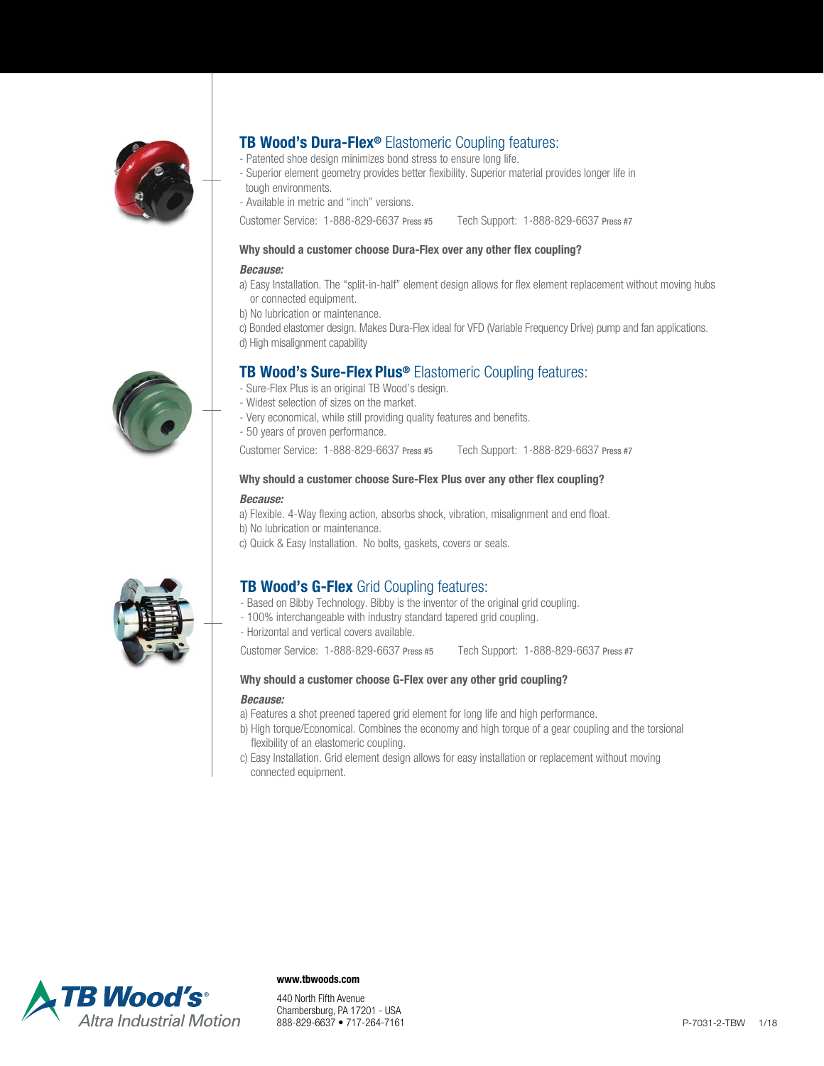## **TB Wood's Dura-Flex®** Elastomeric Coupling features:

- Patented shoe design minimizes bond stress to ensure long life.
- Superior element geometry provides better flexibility. Superior material provides longer life in tough environments.
- Available in metric and "inch" versions.

Customer Service: 1-888-829-6637 Press #5 Tech Support: 1-888-829-6637 Press #7

**Why should a customer choose Dura-Flex over any other flex coupling?**

***Because:***

a) Easy Installation. The "split-in-half" element design allows for flex element replacement without moving hubs or connected equipment.

b) No lubrication or maintenance.

c) Bonded elastomer design. Makes Dura-Flex ideal for VFD (Variable Frequency Drive) pump and fan applications.

d) High misalignment capability

## **TB Wood's Sure-Flex Plus®** Elastomeric Coupling features:

- Sure-Flex Plus is an original TB Wood's design.
- Widest selection of sizes on the market.
- Very economical, while still providing quality features and benefits.
- 50 years of proven performance.

Customer Service: 1-888-829-6637 Press #5 Tech Support: 1-888-829-6637 Press #7

**Why should a customer choose Sure-Flex Plus over any other flex coupling?**

***Because:***

a) Flexible. 4-Way flexing action, absorbs shock, vibration, misalignment and end float.

b) No lubrication or maintenance.

c) Quick & Easy Installation. No bolts, gaskets, covers or seals.

## **TB Wood's G-Flex** Grid Coupling features:

- Based on Bibby Technology. Bibby is the inventor of the original grid coupling.
- 100% interchangeable with industry standard tapered grid coupling.
- Horizontal and vertical covers available.

Customer Service: 1-888-829-6637 Press #5 Tech Support: 1-888-829-6637 Press #7

**Why should a customer choose G-Flex over any other grid coupling?**

***Because:***

a) Features a shot preened tapered grid element for long life and high performance.

b) High torque/Economical. Combines the economy and high torque of a gear coupling and the torsional flexibility of an elastomeric coupling.

c) Easy Installation. Grid element design allows for easy installation or replacement without moving connected equipment.

TB Wood's®
Altra Industrial Motion

**www.tbwoods.com**

440 North Fifth Avenue
Chambersburg, PA 17201 - USA
888-829-6637 • 717-264-7161

P-7031-2-TBW 1/18